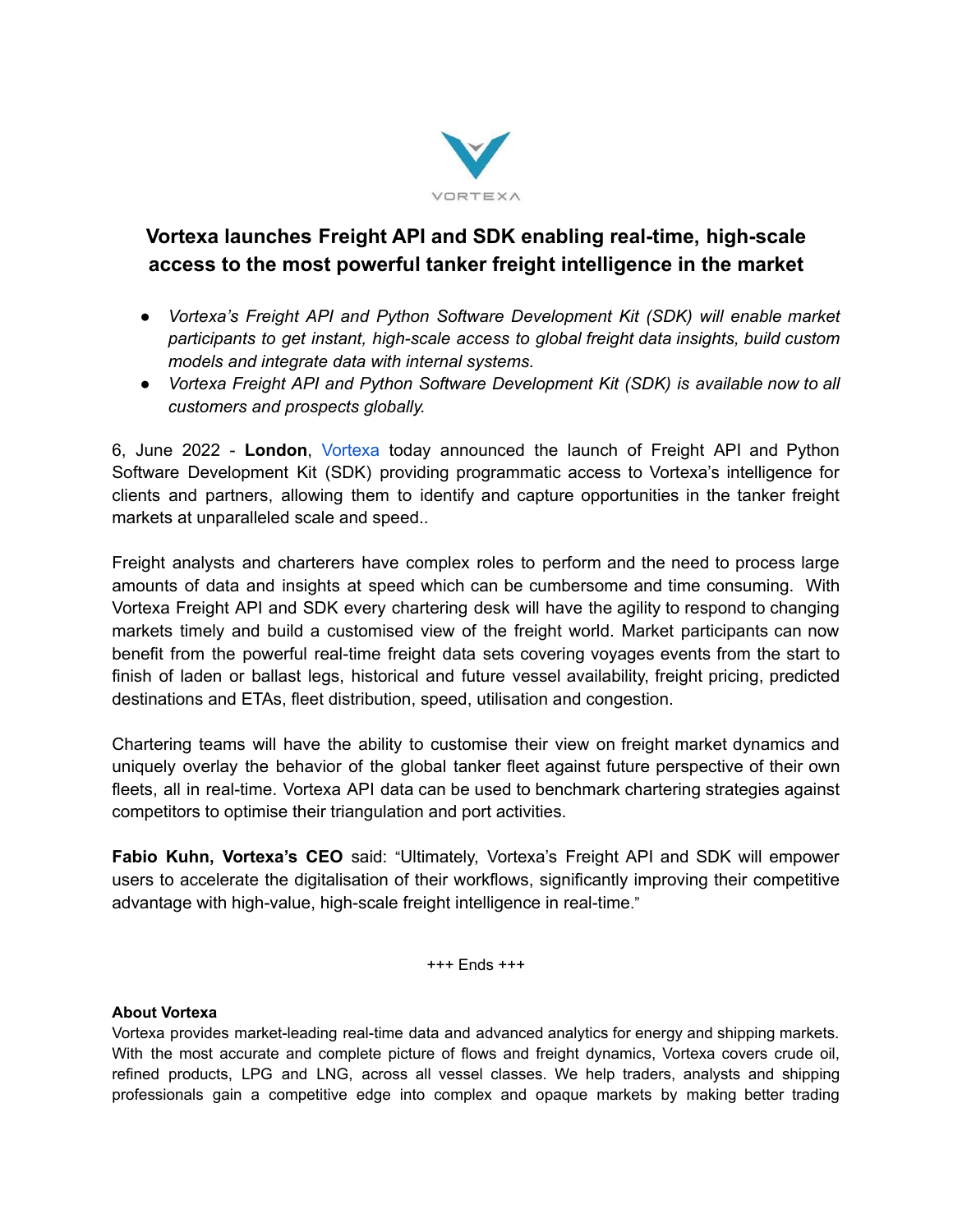VORTEXA

# Vortexa launches Freight API and SDK enabling real-time, high-scale access to the most powerful tanker freight intelligence in the market

- *Vortexa's Freight API and Python Software Development Kit (SDK) will enable market participants to get instant, high-scale access to global freight data insights, build custom models and integrate data with internal systems.*
- *Vortexa Freight API and Python Software Development Kit (SDK) is available now to all customers and prospects globally.*

6, June 2022 - **London**, Vortexa today announced the launch of Freight API and Python Software Development Kit (SDK) providing programmatic access to Vortexa's intelligence for clients and partners, allowing them to identify and capture opportunities in the tanker freight markets at unparalleled scale and speed..

Freight analysts and charterers have complex roles to perform and the need to process large amounts of data and insights at speed which can be cumbersome and time consuming. With Vortexa Freight API and SDK every chartering desk will have the agility to respond to changing markets timely and build a customised view of the freight world. Market participants can now benefit from the powerful real-time freight data sets covering voyages events from the start to finish of laden or ballast legs, historical and future vessel availability, freight pricing, predicted destinations and ETAs, fleet distribution, speed, utilisation and congestion.

Chartering teams will have the ability to customise their view on freight market dynamics and uniquely overlay the behavior of the global tanker fleet against future perspective of their own fleets, all in real-time. Vortexa API data can be used to benchmark chartering strategies against competitors to optimise their triangulation and port activities.

**Fabio Kuhn, Vortexa's CEO** said: "Ultimately, Vortexa's Freight API and SDK will empower users to accelerate the digitalisation of their workflows, significantly improving their competitive advantage with high-value, high-scale freight intelligence in real-time."

+++ Ends +++

**About Vortexa**

Vortexa provides market-leading real-time data and advanced analytics for energy and shipping markets. With the most accurate and complete picture of flows and freight dynamics, Vortexa covers crude oil, refined products, LPG and LNG, across all vessel classes. We help traders, analysts and shipping professionals gain a competitive edge into complex and opaque markets by making better trading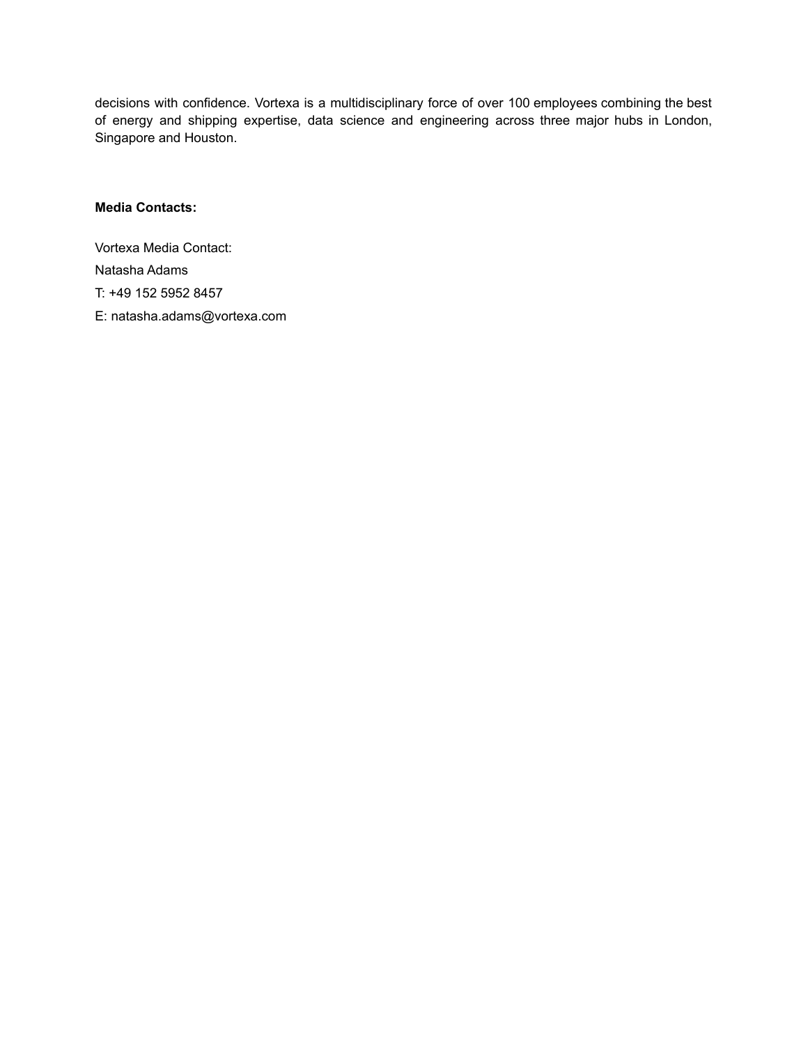decisions with confidence. Vortexa is a multidisciplinary force of over 100 employees combining the best of energy and shipping expertise, data science and engineering across three major hubs in London, Singapore and Houston.

**Media Contacts:**

Vortexa Media Contact:

Natasha Adams

T: +49 152 5952 8457

E: natasha.adams@vortexa.com